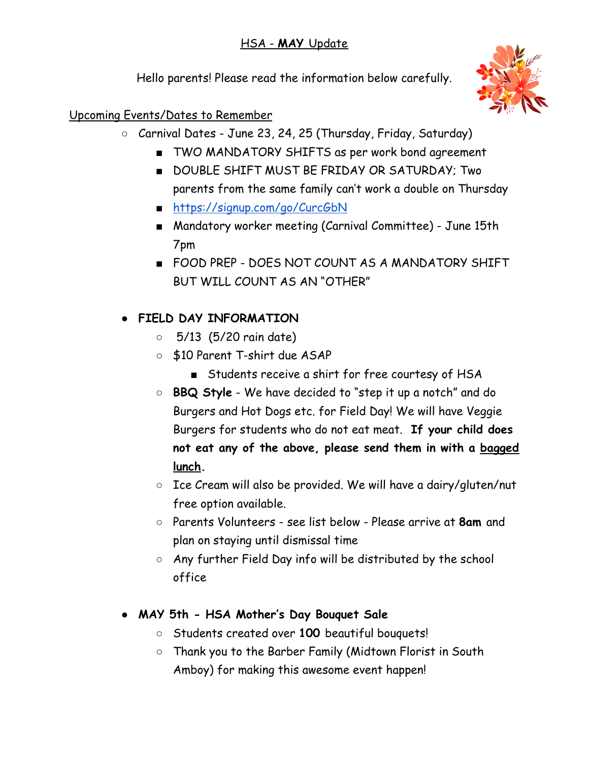# HSA - **MAY** Update

Hello parents! Please read the information below carefully.

Upcoming Events/Dates to Remember

- Carnival Dates - June 23, 24, 25 (Thursday, Friday, Saturday)
  - TWO MANDATORY SHIFTS as per work bond agreement
  - DOUBLE SHIFT MUST BE FRIDAY OR SATURDAY; Two parents from the same family can't work a double on Thursday
  - https://signup.com/go/CurcGbN
  - Mandatory worker meeting (Carnival Committee) - June 15th 7pm
  - FOOD PREP - DOES NOT COUNT AS A MANDATORY SHIFT BUT WILL COUNT AS AN "OTHER"

- **FIELD DAY INFORMATION**
  - 5/13 (5/20 rain date)
  - $10 Parent T-shirt due ASAP
    - Students receive a shirt for free courtesy of HSA
  - **BBQ Style** - We have decided to "step it up a notch" and do Burgers and Hot Dogs etc. for Field Day! We will have Veggie Burgers for students who do not eat meat. **If your child does not eat any of the above, please send them in with a bagged lunch.**
  - Ice Cream will also be provided. We will have a dairy/gluten/nut free option available.
  - Parents Volunteers - see list below - Please arrive at **8am** and plan on staying until dismissal time
  - Any further Field Day info will be distributed by the school office

- **MAY 5th - HSA Mother's Day Bouquet Sale**
  - Students created over **100** beautiful bouquets!
  - Thank you to the Barber Family (Midtown Florist in South Amboy) for making this awesome event happen!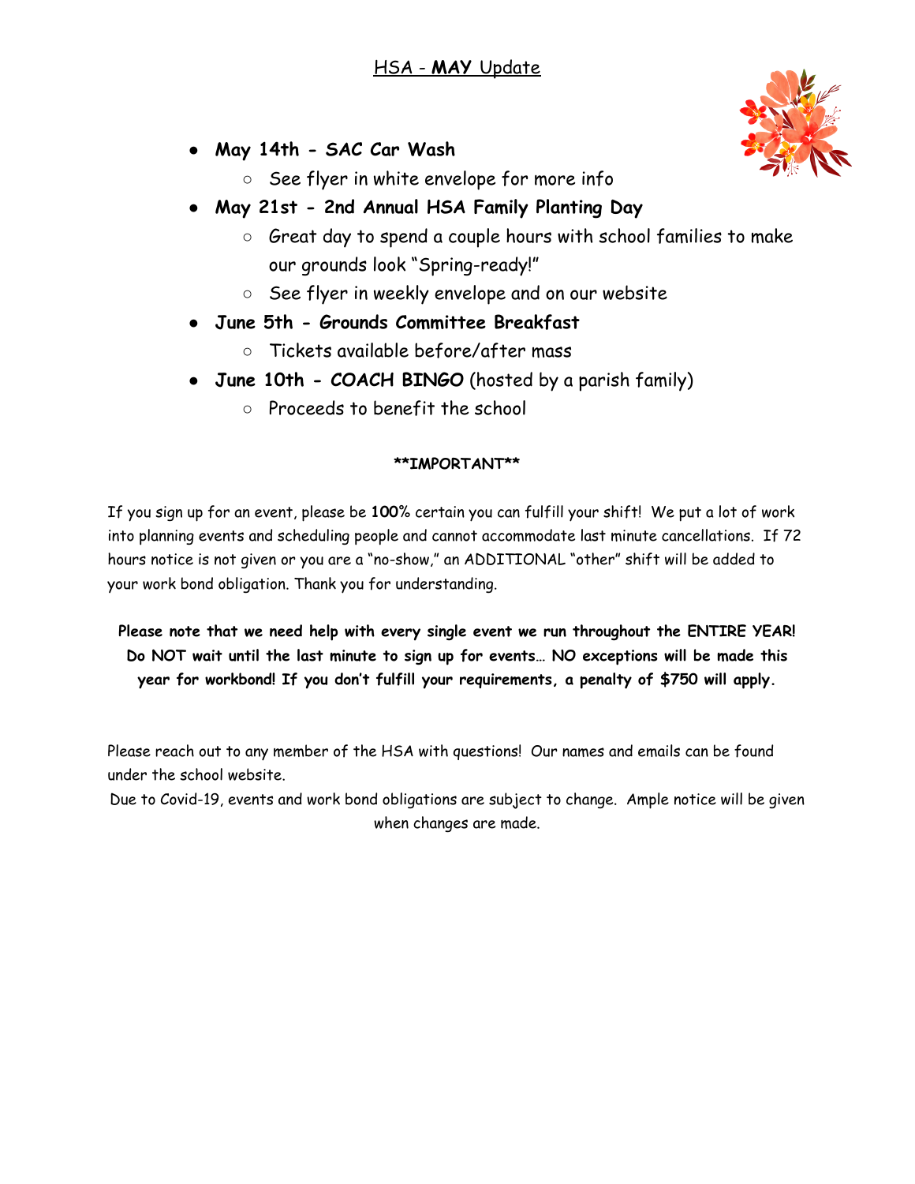# HSA - **MAY** Update

- **May 14th - SAC Car Wash**
  - See flyer in white envelope for more info
- **May 21st - 2nd Annual HSA Family Planting Day**
  - Great day to spend a couple hours with school families to make our grounds look "Spring-ready!"
  - See flyer in weekly envelope and on our website
- **June 5th - Grounds Committee Breakfast**
  - Tickets available before/after mass
- **June 10th - COACH BINGO** (hosted by a parish family)
  - Proceeds to benefit the school

**\*\*IMPORTANT\*\***

If you sign up for an event, please be **100%** certain you can fulfill your shift! We put a lot of work into planning events and scheduling people and cannot accommodate last minute cancellations. If 72 hours notice is not given or you are a "no-show," an ADDITIONAL "other" shift will be added to your work bond obligation. Thank you for understanding.

**Please note that we need help with every single event we run throughout the ENTIRE YEAR! Do NOT wait until the last minute to sign up for events… NO exceptions will be made this year for workbond! If you don't fulfill your requirements, a penalty of $750 will apply.**

Please reach out to any member of the HSA with questions! Our names and emails can be found under the school website.

Due to Covid-19, events and work bond obligations are subject to change. Ample notice will be given when changes are made.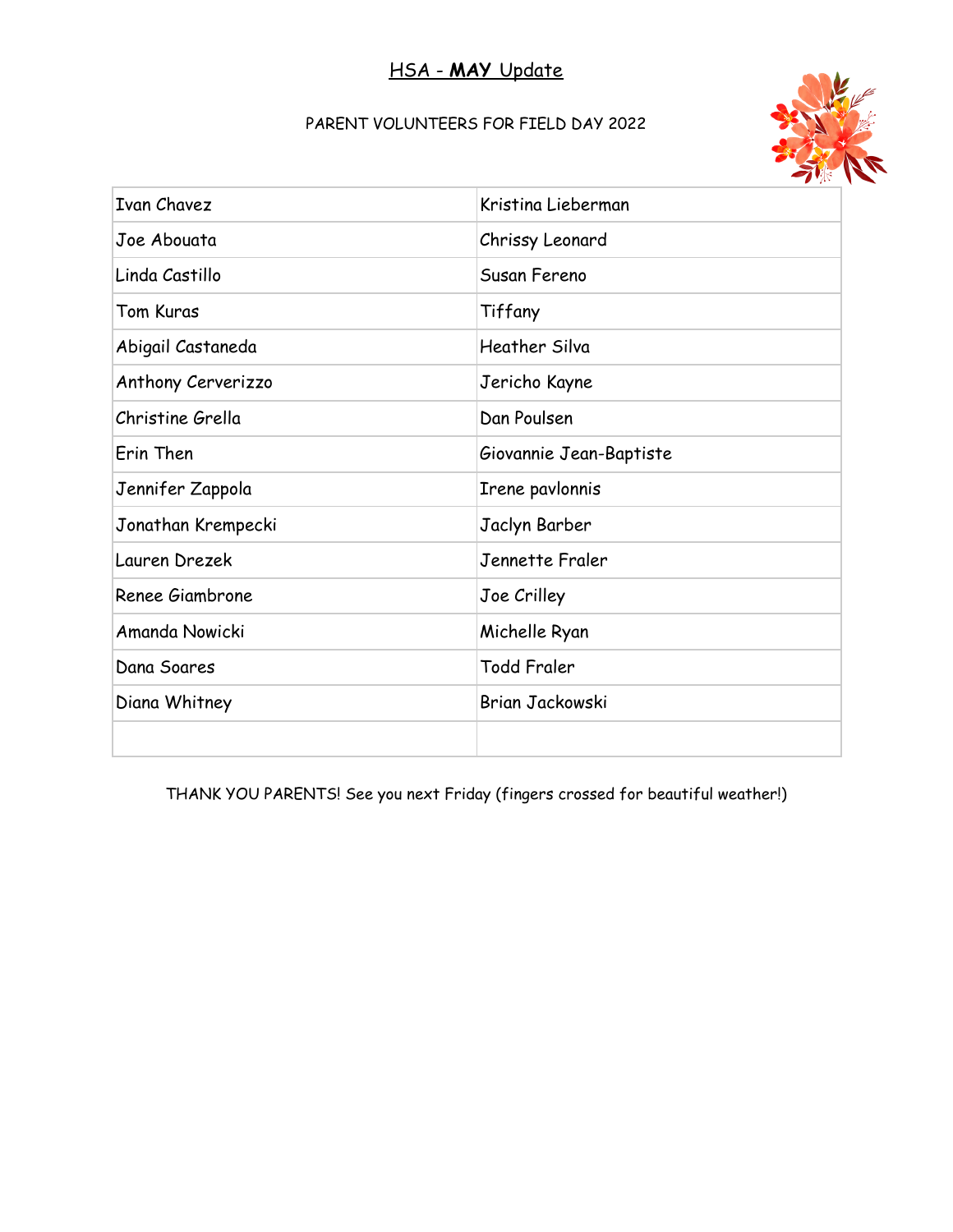## HSA - **MAY** Update

PARENT VOLUNTEERS FOR FIELD DAY 2022

| | |
|---|---|
| Ivan Chavez | Kristina Lieberman |
| Joe Abouata | Chrissy Leonard |
| Linda Castillo | Susan Fereno |
| Tom Kuras | Tiffany |
| Abigail Castaneda | Heather Silva |
| Anthony Cerverizzo | Jericho Kayne |
| Christine Grella | Dan Poulsen |
| Erin Then | Giovannie Jean-Baptiste |
| Jennifer Zappola | Irene pavlonnis |
| Jonathan Krempecki | Jaclyn Barber |
| Lauren Drezek | Jennette Fraler |
| Renee Giambrone | Joe Crilley |
| Amanda Nowicki | Michelle Ryan |
| Dana Soares | Todd Fraler |
| Diana Whitney | Brian Jackowski |
| | |

THANK YOU PARENTS! See you next Friday (fingers crossed for beautiful weather!)